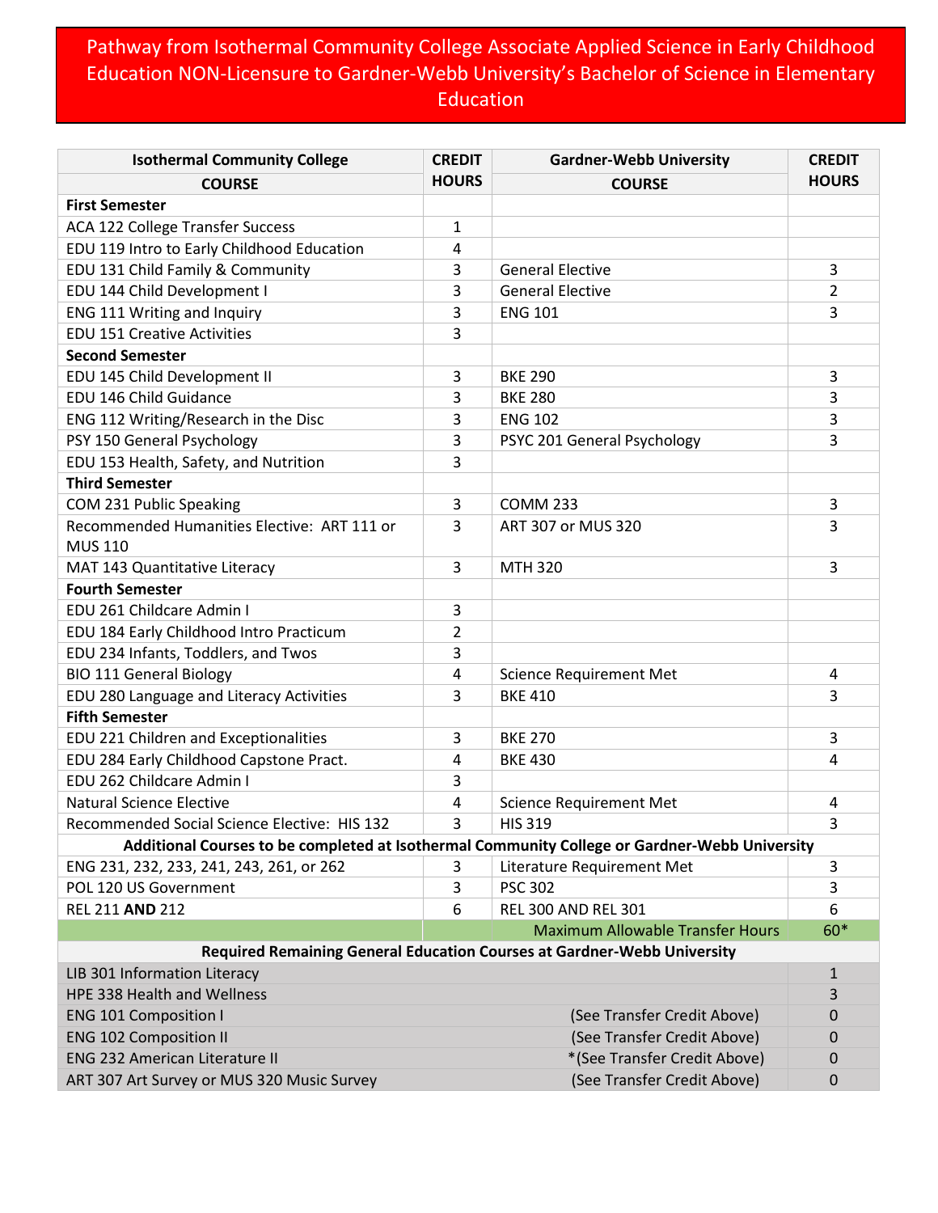# Pathway from Isothermal Community College Associate Applied Science in Early Childhood Education NON-Licensure to Gardner-Webb University's Bachelor of Science in Elementary Education

| Isothermal Community College COURSE | CREDIT HOURS | Gardner-Webb University COURSE | CREDIT HOURS |
|---|---|---|---|
| **First Semester** | | | |
| ACA 122 College Transfer Success | 1 | | |
| EDU 119 Intro to Early Childhood Education | 4 | | |
| EDU 131 Child Family & Community | 3 | General Elective | 3 |
| EDU 144 Child Development I | 3 | General Elective | 2 |
| ENG 111 Writing and Inquiry | 3 | ENG 101 | 3 |
| EDU 151 Creative Activities | 3 | | |
| **Second Semester** | | | |
| EDU 145 Child Development II | 3 | BKE 290 | 3 |
| EDU 146 Child Guidance | 3 | BKE 280 | 3 |
| ENG 112 Writing/Research in the Disc | 3 | ENG 102 | 3 |
| PSY 150 General Psychology | 3 | PSYC 201 General Psychology | 3 |
| EDU 153 Health, Safety, and Nutrition | 3 | | |
| **Third Semester** | | | |
| COM 231 Public Speaking | 3 | COMM 233 | 3 |
| Recommended Humanities Elective: ART 111 or MUS 110 | 3 | ART 307 or MUS 320 | 3 |
| MAT 143 Quantitative Literacy | 3 | MTH 320 | 3 |
| **Fourth Semester** | | | |
| EDU 261 Childcare Admin I | 3 | | |
| EDU 184 Early Childhood Intro Practicum | 2 | | |
| EDU 234 Infants, Toddlers, and Twos | 3 | | |
| BIO 111 General Biology | 4 | Science Requirement Met | 4 |
| EDU 280 Language and Literacy Activities | 3 | BKE 410 | 3 |
| **Fifth Semester** | | | |
| EDU 221 Children and Exceptionalities | 3 | BKE 270 | 3 |
| EDU 284 Early Childhood Capstone Pract. | 4 | BKE 430 | 4 |
| EDU 262 Childcare Admin I | 3 | | |
| Natural Science Elective | 4 | Science Requirement Met | 4 |
| Recommended Social Science Elective: HIS 132 | 3 | HIS 319 | 3 |
| **Additional Courses to be completed at Isothermal Community College or Gardner-Webb University** | | | |
| ENG 231, 232, 233, 241, 243, 261, or 262 | 3 | Literature Requirement Met | 3 |
| POL 120 US Government | 3 | PSC 302 | 3 |
| REL 211 **AND** 212 | 6 | REL 300 AND REL 301 | 6 |
| | | Maximum Allowable Transfer Hours | 60* |
| **Required Remaining General Education Courses at Gardner-Webb University** | | | |
| LIB 301 Information Literacy | | | 1 |
| HPE 338 Health and Wellness | | | 3 |
| ENG 101 Composition I | | (See Transfer Credit Above) | 0 |
| ENG 102 Composition II | | (See Transfer Credit Above) | 0 |
| ENG 232 American Literature II | | *(See Transfer Credit Above) | 0 |
| ART 307 Art Survey or MUS 320 Music Survey | | (See Transfer Credit Above) | 0 |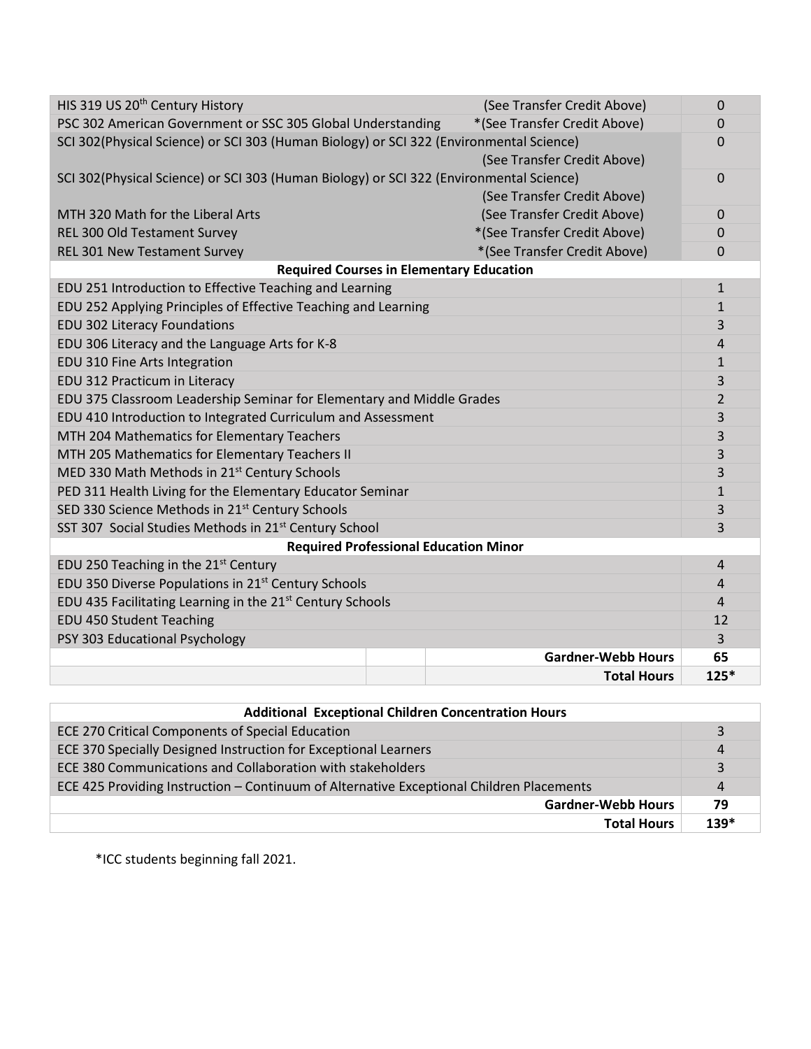| | | |
|---|---|---|
| HIS 319 US 20th Century History | (See Transfer Credit Above) | 0 |
| PSC 302 American Government or SSC 305 Global Understanding | *(See Transfer Credit Above) | 0 |
| SCI 302(Physical Science) or SCI 303 (Human Biology) or SCI 322 (Environmental Science) | (See Transfer Credit Above) | 0 |
| SCI 302(Physical Science) or SCI 303 (Human Biology) or SCI 322 (Environmental Science) | (See Transfer Credit Above) | 0 |
| MTH 320 Math for the Liberal Arts | (See Transfer Credit Above) | 0 |
| REL 300 Old Testament Survey | *(See Transfer Credit Above) | 0 |
| REL 301 New Testament Survey | *(See Transfer Credit Above) | 0 |
| **Required Courses in Elementary Education** | | |
| EDU 251 Introduction to Effective Teaching and Learning | | 1 |
| EDU 252 Applying Principles of Effective Teaching and Learning | | 1 |
| EDU 302 Literacy Foundations | | 3 |
| EDU 306 Literacy and the Language Arts for K-8 | | 4 |
| EDU 310 Fine Arts Integration | | 1 |
| EDU 312 Practicum in Literacy | | 3 |
| EDU 375 Classroom Leadership Seminar for Elementary and Middle Grades | | 2 |
| EDU 410 Introduction to Integrated Curriculum and Assessment | | 3 |
| MTH 204 Mathematics for Elementary Teachers | | 3 |
| MTH 205 Mathematics for Elementary Teachers II | | 3 |
| MED 330 Math Methods in 21st Century Schools | | 3 |
| PED 311 Health Living for the Elementary Educator Seminar | | 1 |
| SED 330 Science Methods in 21st Century Schools | | 3 |
| SST 307 Social Studies Methods in 21st Century School | | 3 |
| **Required Professional Education Minor** | | |
| EDU 250 Teaching in the 21st Century | | 4 |
| EDU 350 Diverse Populations in 21st Century Schools | | 4 |
| EDU 435 Facilitating Learning in the 21st Century Schools | | 4 |
| EDU 450 Student Teaching | | 12 |
| PSY 303 Educational Psychology | | 3 |
| | **Gardner-Webb Hours** | **65** |
| | **Total Hours** | **125*** |

| **Additional Exceptional Children Concentration Hours** | |
|---|---|
| ECE 270 Critical Components of Special Education | 3 |
| ECE 370 Specially Designed Instruction for Exceptional Learners | 4 |
| ECE 380 Communications and Collaboration with stakeholders | 3 |
| ECE 425 Providing Instruction – Continuum of Alternative Exceptional Children Placements | 4 |
| **Gardner-Webb Hours** | **79** |
| **Total Hours** | **139*** |

*ICC students beginning fall 2021.